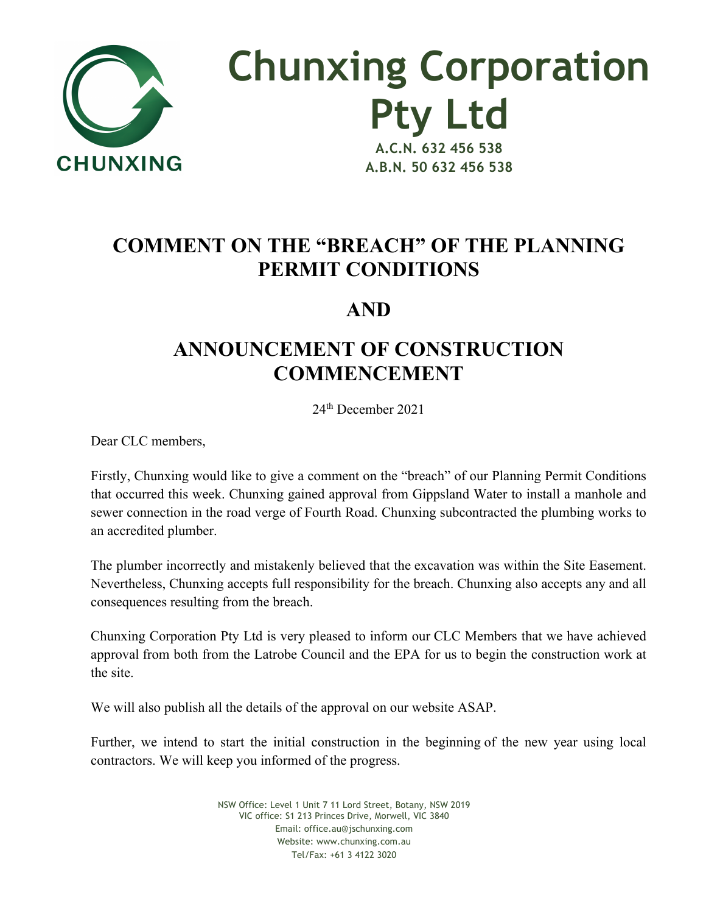# Chunxing Corporation Pty Ltd

**A.C.N. 632 456 538**
**A.B.N. 50 632 456 538**

## COMMENT ON THE "BREACH" OF THE PLANNING PERMIT CONDITIONS

## AND

## ANNOUNCEMENT OF CONSTRUCTION COMMENCEMENT

24th December 2021

Dear CLC members,

Firstly, Chunxing would like to give a comment on the "breach" of our Planning Permit Conditions that occurred this week. Chunxing gained approval from Gippsland Water to install a manhole and sewer connection in the road verge of Fourth Road. Chunxing subcontracted the plumbing works to an accredited plumber.

The plumber incorrectly and mistakenly believed that the excavation was within the Site Easement. Nevertheless, Chunxing accepts full responsibility for the breach. Chunxing also accepts any and all consequences resulting from the breach.

Chunxing Corporation Pty Ltd is very pleased to inform our CLC Members that we have achieved approval from both from the Latrobe Council and the EPA for us to begin the construction work at the site.

We will also publish all the details of the approval on our website ASAP.

Further, we intend to start the initial construction in the beginning of the new year using local contractors. We will keep you informed of the progress.

NSW Office: Level 1 Unit 7 11 Lord Street, Botany, NSW 2019
VIC office: S1 213 Princes Drive, Morwell, VIC 3840
Email: office.au@jschunxing.com
Website: www.chunxing.com.au
Tel/Fax: +61 3 4122 3020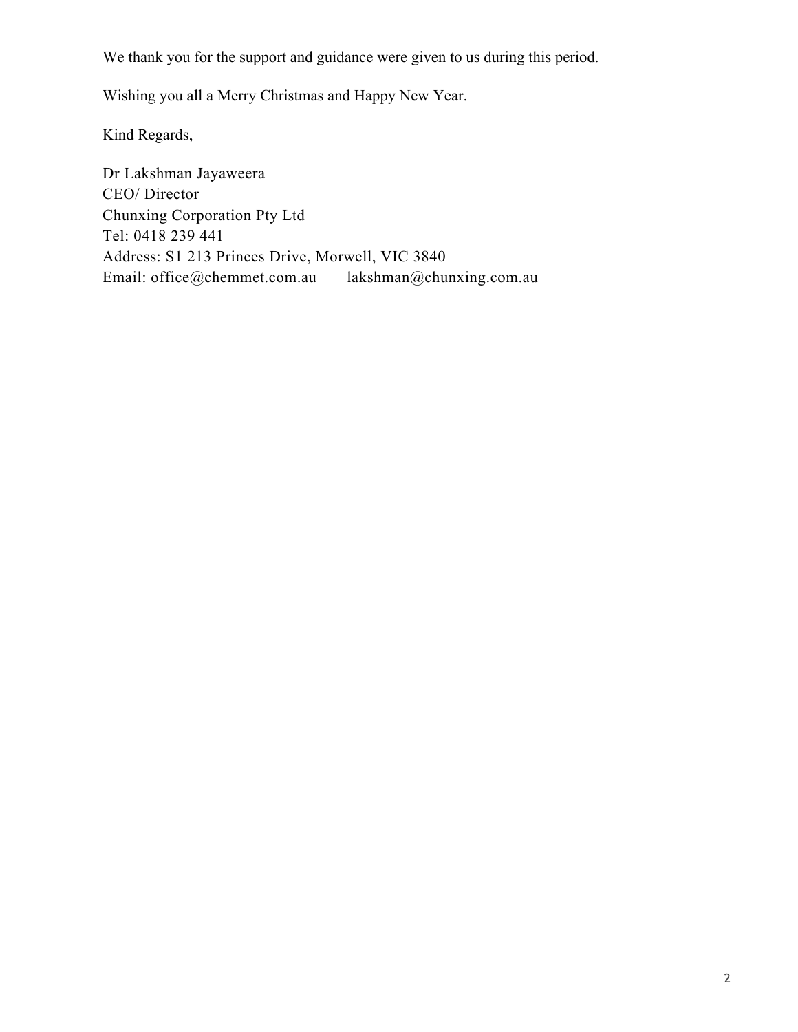We thank you for the support and guidance were given to us during this period.

Wishing you all a Merry Christmas and Happy New Year.

Kind Regards,

Dr Lakshman Jayaweera  
CEO/ Director  
Chunxing Corporation Pty Ltd  
Tel: 0418 239 441  
Address: S1 213 Princes Drive, Morwell, VIC 3840  
Email: office@chemmet.com.au lakshman@chunxing.com.au